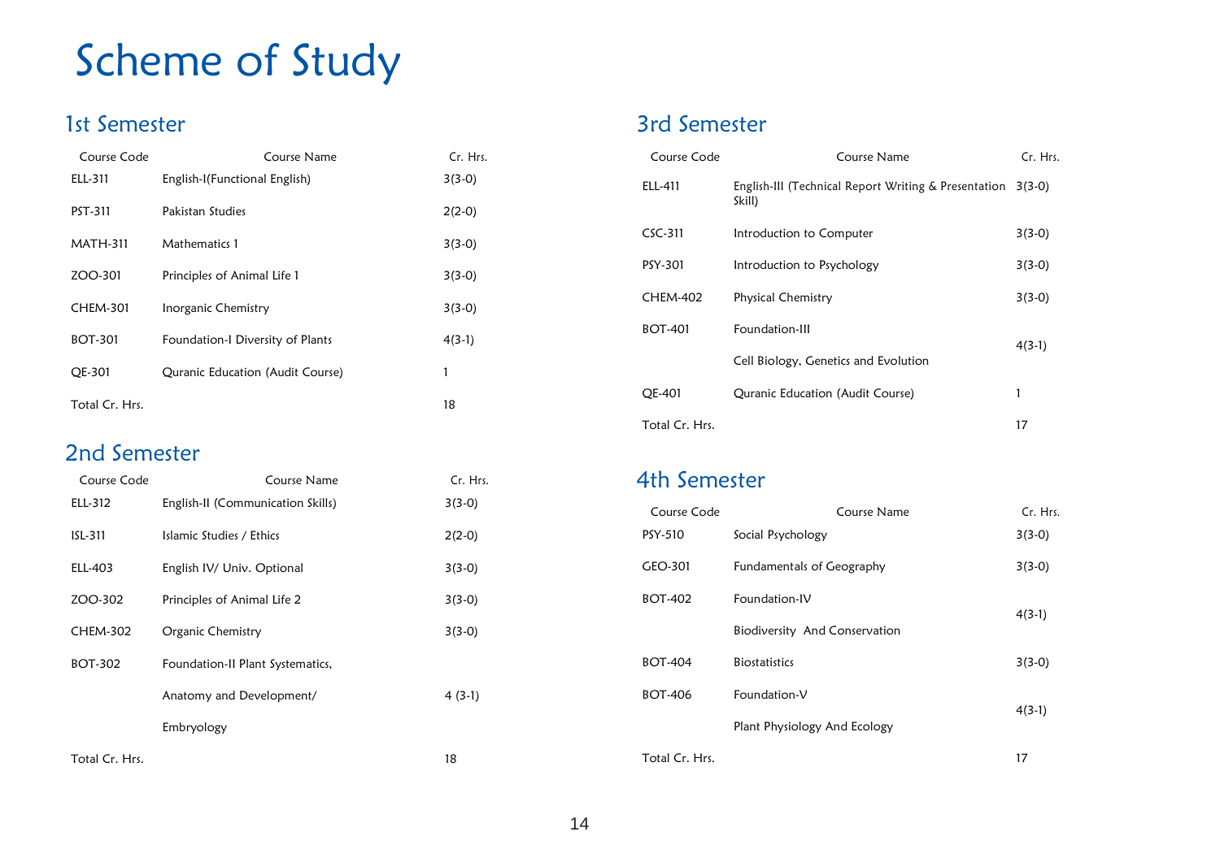# Scheme of Study

## 1st Semester

| Course Code | Course Name | Cr. Hrs. |
|---|---|---|
| ELL-311 | English-I(Functional English) | 3(3-0) |
| PST-311 | Pakistan Studies | 2(2-0) |
| MATH-311 | Mathematics 1 | 3(3-0) |
| ZOO-301 | Principles of Animal Life 1 | 3(3-0) |
| CHEM-301 | Inorganic Chemistry | 3(3-0) |
| BOT-301 | Foundation-I Diversity of Plants | 4(3-1) |
| QE-301 | Quranic Education (Audit Course) | 1 |
| Total Cr. Hrs. | | 18 |

## 2nd Semester

| Course Code | Course Name | Cr. Hrs. |
|---|---|---|
| ELL-312 | English-II (Communication Skills) | 3(3-0) |
| ISL-311 | Islamic Studies / Ethics | 2(2-0) |
| ELL-403 | English IV/ Univ. Optional | 3(3-0) |
| ZOO-302 | Principles of Animal Life 2 | 3(3-0) |
| CHEM-302 | Organic Chemistry | 3(3-0) |
| BOT-302 | Foundation-II Plant Systematics, Anatomy and Development/ Embryology | 4 (3-1) |
| Total Cr. Hrs. | | 18 |

## 3rd Semester

| Course Code | Course Name | Cr. Hrs. |
|---|---|---|
| ELL-411 | English-III (Technical Report Writing & Presentation Skill) | 3(3-0) |
| CSC-311 | Introduction to Computer | 3(3-0) |
| PSY-301 | Introduction to Psychology | 3(3-0) |
| CHEM-402 | Physical Chemistry | 3(3-0) |
| BOT-401 | Foundation-III Cell Biology, Genetics and Evolution | 4(3-1) |
| QE-401 | Quranic Education (Audit Course) | 1 |
| Total Cr. Hrs. | | 17 |

## 4th Semester

| Course Code | Course Name | Cr. Hrs. |
|---|---|---|
| PSY-510 | Social Psychology | 3(3-0) |
| GEO-301 | Fundamentals of Geography | 3(3-0) |
| BOT-402 | Foundation-IV Biodiversity And Conservation | 4(3-1) |
| BOT-404 | Biostatistics | 3(3-0) |
| BOT-406 | Foundation-V Plant Physiology And Ecology | 4(3-1) |
| Total Cr. Hrs. | | 17 |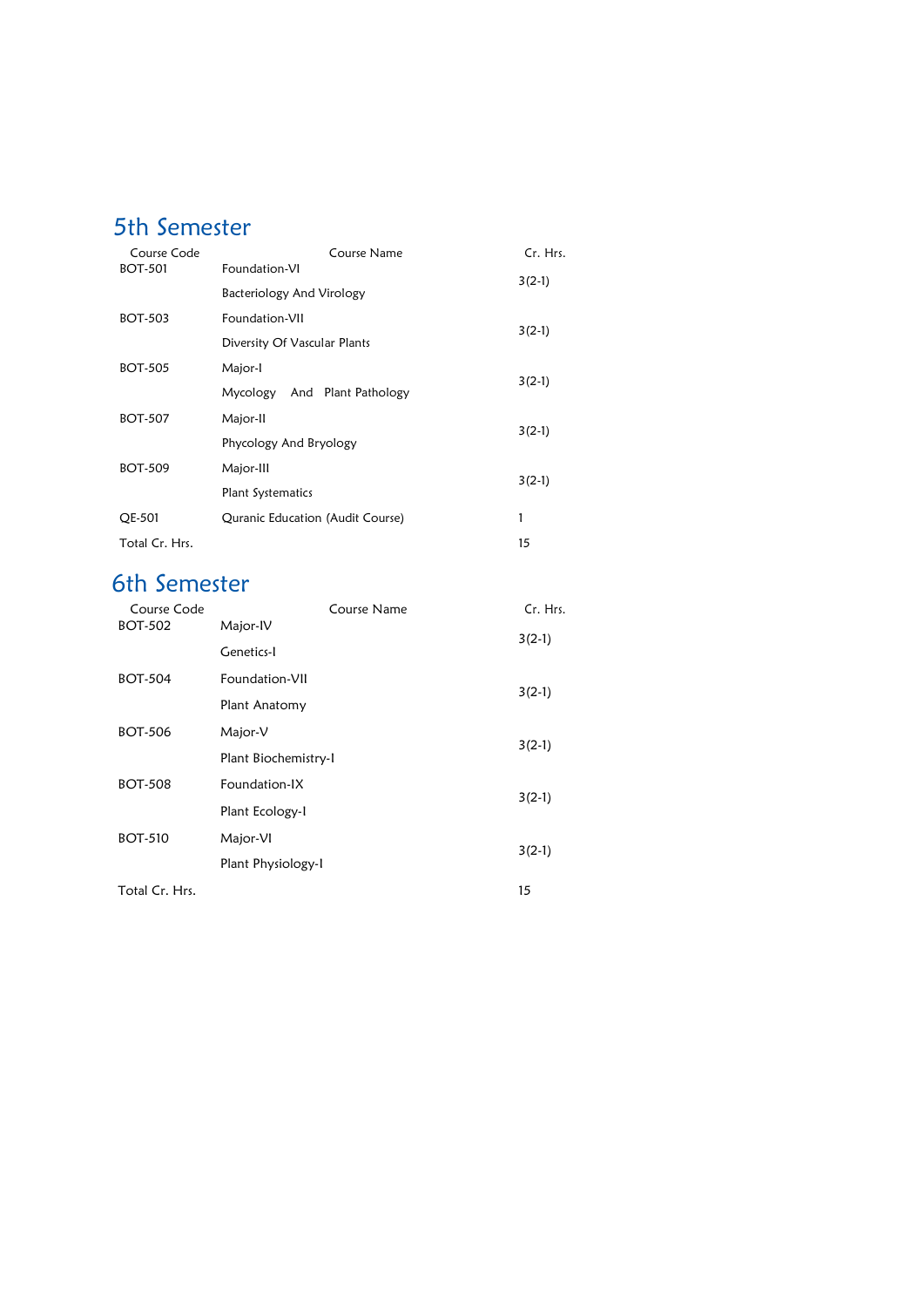## 5th Semester

| Course Code | Course Name | Cr. Hrs. |
|---|---|---|
| BOT-501 | Foundation-VI<br>Bacteriology And Virology | 3(2-1) |
| BOT-503 | Foundation-VII<br>Diversity Of Vascular Plants | 3(2-1) |
| BOT-505 | Major-I<br>Mycology And Plant Pathology | 3(2-1) |
| BOT-507 | Major-II<br>Phycology And Bryology | 3(2-1) |
| BOT-509 | Major-III<br>Plant Systematics | 3(2-1) |
| QE-501 | Quranic Education (Audit Course) | 1 |
| Total Cr. Hrs. | | 15 |

## 6th Semester

| Course Code | Course Name | Cr. Hrs. |
|---|---|---|
| BOT-502 | Major-IV<br>Genetics-I | 3(2-1) |
| BOT-504 | Foundation-VII<br>Plant Anatomy | 3(2-1) |
| BOT-506 | Major-V<br>Plant Biochemistry-I | 3(2-1) |
| BOT-508 | Foundation-IX<br>Plant Ecology-I | 3(2-1) |
| BOT-510 | Major-VI<br>Plant Physiology-I | 3(2-1) |
| Total Cr. Hrs. | | 15 |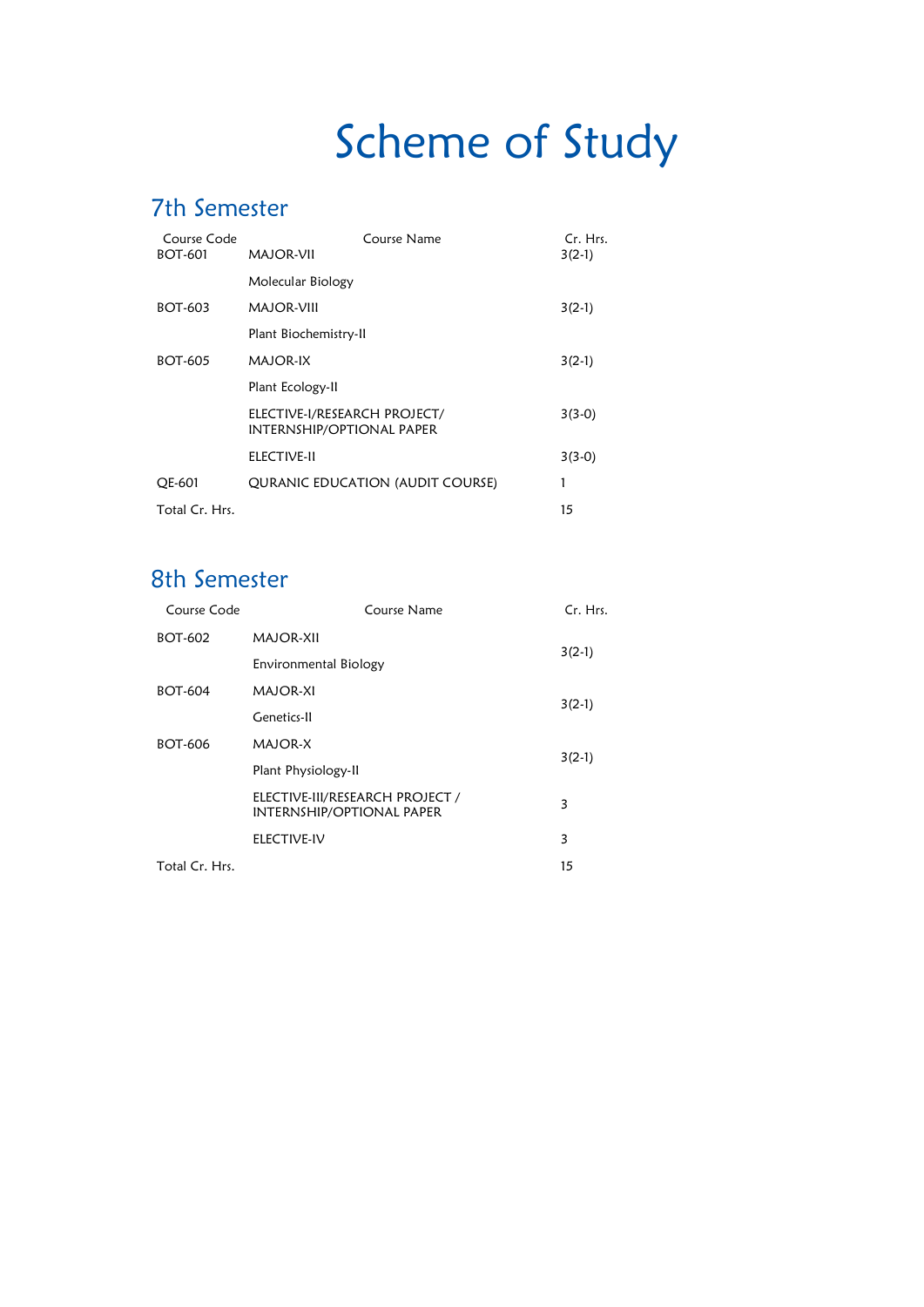# Scheme of Study

## 7th Semester

| Course Code | Course Name | Cr. Hrs. |
|---|---|---|
| BOT-601 | MAJOR-VII | 3(2-1) |
| | Molecular Biology | |
| BOT-603 | MAJOR-VIII | 3(2-1) |
| | Plant Biochemistry-II | |
| BOT-605 | MAJOR-IX | 3(2-1) |
| | Plant Ecology-II | |
| | ELECTIVE-I/RESEARCH PROJECT/ INTERNSHIP/OPTIONAL PAPER | 3(3-0) |
| | ELECTIVE-II | 3(3-0) |
| QE-601 | QURANIC EDUCATION (AUDIT COURSE) | 1 |
| Total Cr. Hrs. | | 15 |

## 8th Semester

| Course Code | Course Name | Cr. Hrs. |
|---|---|---|
| BOT-602 | MAJOR-XII | 3(2-1) |
| | Environmental Biology | |
| BOT-604 | MAJOR-XI | 3(2-1) |
| | Genetics-II | |
| BOT-606 | MAJOR-X | 3(2-1) |
| | Plant Physiology-II | |
| | ELECTIVE-III/RESEARCH PROJECT / INTERNSHIP/OPTIONAL PAPER | 3 |
| | ELECTIVE-IV | 3 |
| Total Cr. Hrs. | | 15 |